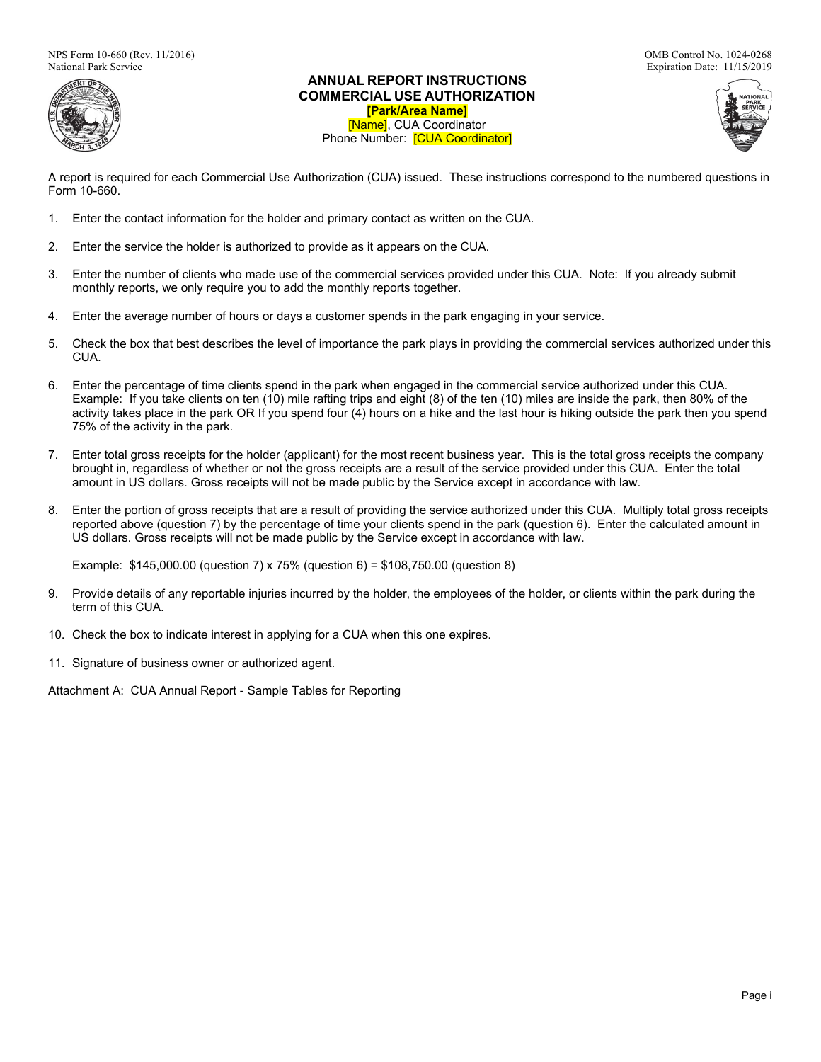NPS Form 10-660 (Rev. 11/2016)
National Park Service

OMB Control No. 1024-0268
Expiration Date: 11/15/2019

# ANNUAL REPORT INSTRUCTIONS
## COMMERCIAL USE AUTHORIZATION

**[Park/Area Name]**
[Name], CUA Coordinator
Phone Number: [CUA Coordinator]

A report is required for each Commercial Use Authorization (CUA) issued. These instructions correspond to the numbered questions in Form 10-660.

1. Enter the contact information for the holder and primary contact as written on the CUA.

2. Enter the service the holder is authorized to provide as it appears on the CUA.

3. Enter the number of clients who made use of the commercial services provided under this CUA. Note: If you already submit monthly reports, we only require you to add the monthly reports together.

4. Enter the average number of hours or days a customer spends in the park engaging in your service.

5. Check the box that best describes the level of importance the park plays in providing the commercial services authorized under this CUA.

6. Enter the percentage of time clients spend in the park when engaged in the commercial service authorized under this CUA. Example: If you take clients on ten (10) mile rafting trips and eight (8) of the ten (10) miles are inside the park, then 80% of the activity takes place in the park OR If you spend four (4) hours on a hike and the last hour is hiking outside the park then you spend 75% of the activity in the park.

7. Enter total gross receipts for the holder (applicant) for the most recent business year. This is the total gross receipts the company brought in, regardless of whether or not the gross receipts are a result of the service provided under this CUA. Enter the total amount in US dollars. Gross receipts will not be made public by the Service except in accordance with law.

8. Enter the portion of gross receipts that are a result of providing the service authorized under this CUA. Multiply total gross receipts reported above (question 7) by the percentage of time your clients spend in the park (question 6). Enter the calculated amount in US dollars. Gross receipts will not be made public by the Service except in accordance with law.

   Example: $145,000.00 (question 7) x 75% (question 6) = $108,750.00 (question 8)

9. Provide details of any reportable injuries incurred by the holder, the employees of the holder, or clients within the park during the term of this CUA.

10. Check the box to indicate interest in applying for a CUA when this one expires.

11. Signature of business owner or authorized agent.

Attachment A: CUA Annual Report - Sample Tables for Reporting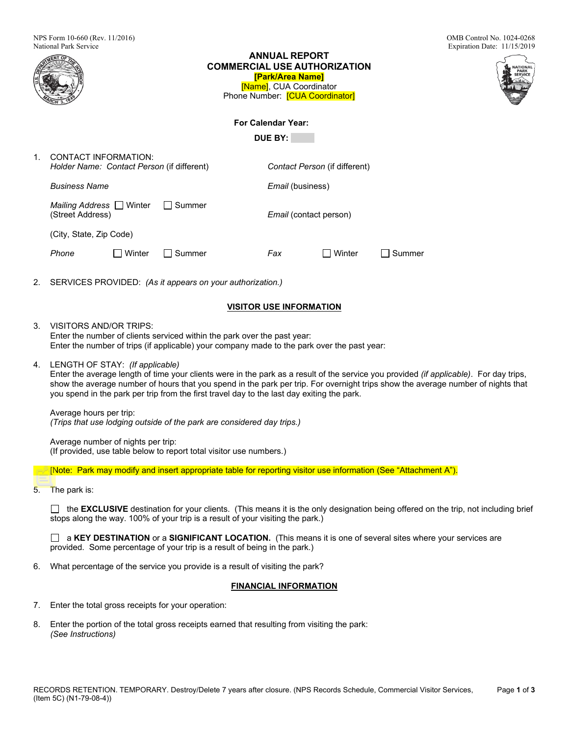NPS Form 10-660 (Rev. 11/2016)
National Park Service

OMB Control No. 1024-0268
Expiration Date: 11/15/2019

# ANNUAL REPORT
# COMMERCIAL USE AUTHORIZATION

**[Park/Area Name]**
[Name], CUA Coordinator
Phone Number: [CUA Coordinator]

**For Calendar Year:**

**DUE BY:**

1. CONTACT INFORMATION:
   *Holder Name:* *Contact Person* (if different)

   *Contact Person* (if different)

   *Business Name*

   *Email* (business)

   *Mailing Address* ☐ Winter ☐ Summer
   (Street Address)

   *Email* (contact person)

   (City, State, Zip Code)

   *Phone* ☐ Winter ☐ Summer

   *Fax* ☐ Winter ☐ Summer

2. SERVICES PROVIDED: *(As it appears on your authorization.)*

## VISITOR USE INFORMATION

3. VISITORS AND/OR TRIPS:
   Enter the number of clients serviced within the park over the past year:
   Enter the number of trips (if applicable) your company made to the park over the past year:

4. LENGTH OF STAY: *(If applicable)*
   Enter the average length of time your clients were in the park as a result of the service you provided *(if applicable)*. For day trips, show the average number of hours that you spend in the park per trip. For overnight trips show the average number of nights that you spend in the park per trip from the first travel day to the last day exiting the park.

   Average hours per trip:
   *(Trips that use lodging outside of the park are considered day trips.)*

   Average number of nights per trip:
   (If provided, use table below to report total visitor use numbers.)

[Note: Park may modify and insert appropriate table for reporting visitor use information (See "Attachment A").

5. The park is:

   ☐ the **EXCLUSIVE** destination for your clients. (This means it is the only designation being offered on the trip, not including brief stops along the way. 100% of your trip is a result of your visiting the park.)

   ☐ a **KEY DESTINATION** or a **SIGNIFICANT LOCATION.** (This means it is one of several sites where your services are provided. Some percentage of your trip is a result of being in the park.)

6. What percentage of the service you provide is a result of visiting the park?

## FINANCIAL INFORMATION

7. Enter the total gross receipts for your operation:

8. Enter the portion of the total gross receipts earned that resulting from visiting the park:
   *(See Instructions)*

RECORDS RETENTION. TEMPORARY. Destroy/Delete 7 years after closure. (NPS Records Schedule, Commercial Visitor Services, (Item 5C) (N1-79-08-4))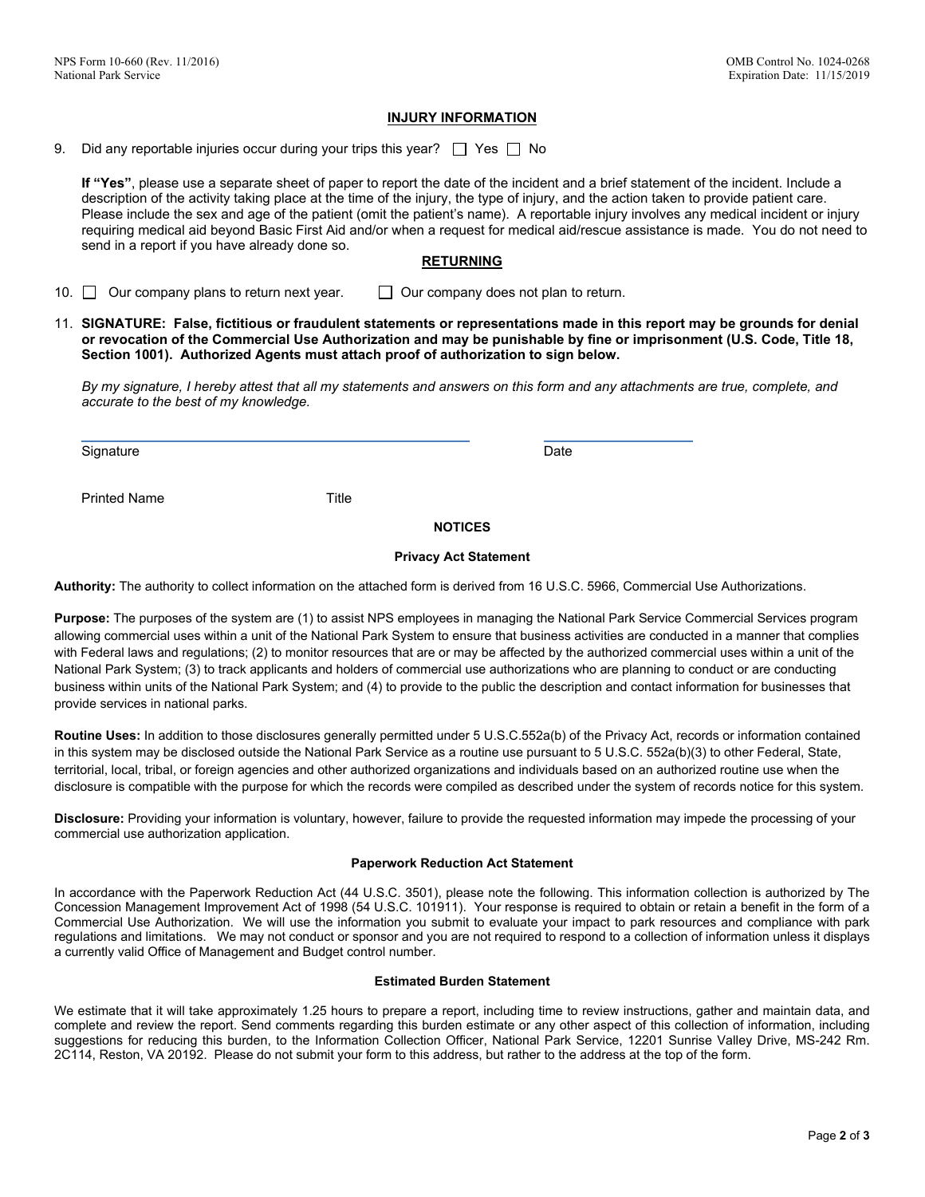## INJURY INFORMATION

9. Did any reportable injuries occur during your trips this year? ☐ Yes ☐ No

   **If "Yes"**, please use a separate sheet of paper to report the date of the incident and a brief statement of the incident. Include a description of the activity taking place at the time of the injury, the type of injury, and the action taken to provide patient care. Please include the sex and age of the patient (omit the patient's name). A reportable injury involves any medical incident or injury requiring medical aid beyond Basic First Aid and/or when a request for medical aid/rescue assistance is made. You do not need to send in a report if you have already done so.

## RETURNING

10. ☐ Our company plans to return next year. ☐ Our company does not plan to return.

11. **SIGNATURE: False, fictitious or fraudulent statements or representations made in this report may be grounds for denial or revocation of the Commercial Use Authorization and may be punishable by fine or imprisonment (U.S. Code, Title 18, Section 1001). Authorized Agents must attach proof of authorization to sign below.**

    *By my signature, I hereby attest that all my statements and answers on this form and any attachments are true, complete, and accurate to the best of my knowledge.*

Signature ______________________ Date ____________

Printed Name Title

### NOTICES

#### Privacy Act Statement

**Authority:** The authority to collect information on the attached form is derived from 16 U.S.C. 5966, Commercial Use Authorizations.

**Purpose:** The purposes of the system are (1) to assist NPS employees in managing the National Park Service Commercial Services program allowing commercial uses within a unit of the National Park System to ensure that business activities are conducted in a manner that complies with Federal laws and regulations; (2) to monitor resources that are or may be affected by the authorized commercial uses within a unit of the National Park System; (3) to track applicants and holders of commercial use authorizations who are planning to conduct or are conducting business within units of the National Park System; and (4) to provide to the public the description and contact information for businesses that provide services in national parks.

**Routine Uses:** In addition to those disclosures generally permitted under 5 U.S.C.552a(b) of the Privacy Act, records or information contained in this system may be disclosed outside the National Park Service as a routine use pursuant to 5 U.S.C. 552a(b)(3) to other Federal, State, territorial, local, tribal, or foreign agencies and other authorized organizations and individuals based on an authorized routine use when the disclosure is compatible with the purpose for which the records were compiled as described under the system of records notice for this system.

**Disclosure:** Providing your information is voluntary, however, failure to provide the requested information may impede the processing of your commercial use authorization application.

#### Paperwork Reduction Act Statement

In accordance with the Paperwork Reduction Act (44 U.S.C. 3501), please note the following. This information collection is authorized by The Concession Management Improvement Act of 1998 (54 U.S.C. 101911). Your response is required to obtain or retain a benefit in the form of a Commercial Use Authorization. We will use the information you submit to evaluate your impact to park resources and compliance with park regulations and limitations. We may not conduct or sponsor and you are not required to respond to a collection of information unless it displays a currently valid Office of Management and Budget control number.

#### Estimated Burden Statement

We estimate that it will take approximately 1.25 hours to prepare a report, including time to review instructions, gather and maintain data, and complete and review the report. Send comments regarding this burden estimate or any other aspect of this collection of information, including suggestions for reducing this burden, to the Information Collection Officer, National Park Service, 12201 Sunrise Valley Drive, MS-242 Rm. 2C114, Reston, VA 20192. Please do not submit your form to this address, but rather to the address at the top of the form.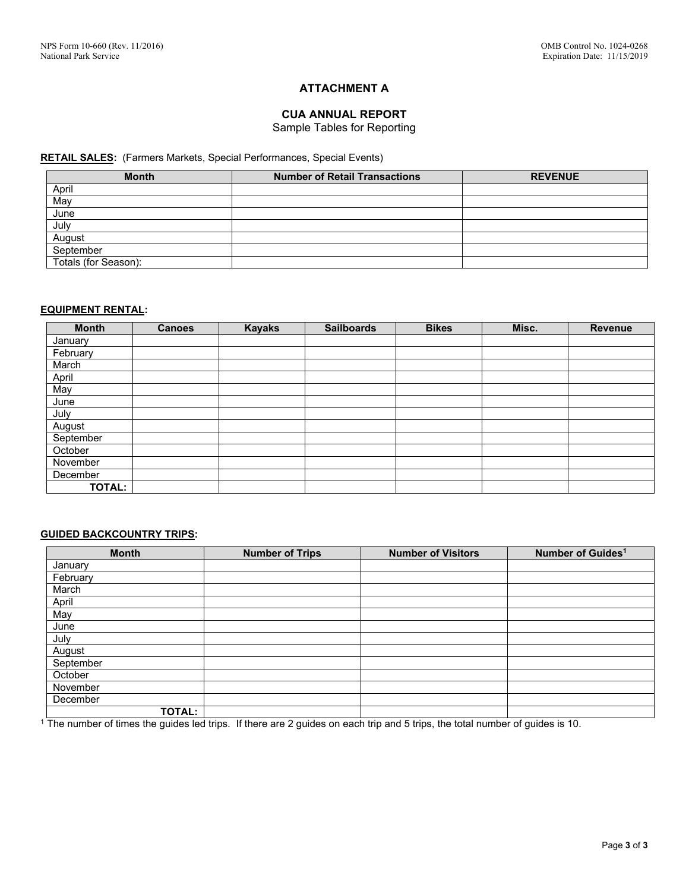# ATTACHMENT A

## CUA ANNUAL REPORT

Sample Tables for Reporting

**RETAIL SALES:** (Farmers Markets, Special Performances, Special Events)

| Month | Number of Retail Transactions | REVENUE |
|---|---|---|
| April | | |
| May | | |
| June | | |
| July | | |
| August | | |
| September | | |
| Totals (for Season): | | |

**EQUIPMENT RENTAL:**

| Month | Canoes | Kayaks | Sailboards | Bikes | Misc. | Revenue |
|---|---|---|---|---|---|---|
| January | | | | | | |
| February | | | | | | |
| March | | | | | | |
| April | | | | | | |
| May | | | | | | |
| June | | | | | | |
| July | | | | | | |
| August | | | | | | |
| September | | | | | | |
| October | | | | | | |
| November | | | | | | |
| December | | | | | | |
| **TOTAL:** | | | | | | |

**GUIDED BACKCOUNTRY TRIPS:**

| Month | Number of Trips | Number of Visitors | Number of Guides[1] |
|---|---|---|---|
| January | | | |
| February | | | |
| March | | | |
| April | | | |
| May | | | |
| June | | | |
| July | | | |
| August | | | |
| September | | | |
| October | | | |
| November | | | |
| December | | | |
| **TOTAL:** | | | |

[1] The number of times the guides led trips. If there are 2 guides on each trip and 5 trips, the total number of guides is 10.